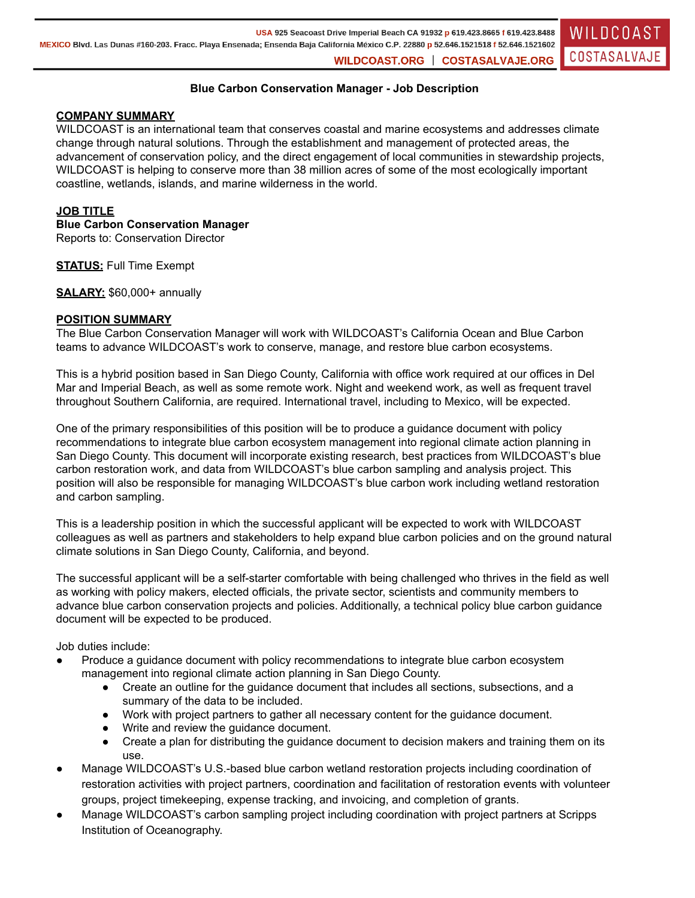USA 925 Seacoast Drive Imperial Beach CA 91932 p 619.423.8665 f 619.423.8488
MEXICO Blvd. Las Dunas #160-203. Fracc. Playa Ensenada; Ensenda Baja California México C.P. 22880 p 52.646.1521518 f 52.646.1521602
WILDCOAST.ORG | COSTASALVAJE.ORG

WILDCOAST COSTASALVAJE

# Blue Carbon Conservation Manager - Job Description

## COMPANY SUMMARY

WILDCOAST is an international team that conserves coastal and marine ecosystems and addresses climate change through natural solutions. Through the establishment and management of protected areas, the advancement of conservation policy, and the direct engagement of local communities in stewardship projects, WILDCOAST is helping to conserve more than 38 million acres of some of the most ecologically important coastline, wetlands, islands, and marine wilderness in the world.

## JOB TITLE

**Blue Carbon Conservation Manager**
Reports to: Conservation Director

**STATUS:** Full Time Exempt

**SALARY:** $60,000+ annually

## POSITION SUMMARY

The Blue Carbon Conservation Manager will work with WILDCOAST's California Ocean and Blue Carbon teams to advance WILDCOAST's work to conserve, manage, and restore blue carbon ecosystems.

This is a hybrid position based in San Diego County, California with office work required at our offices in Del Mar and Imperial Beach, as well as some remote work. Night and weekend work, as well as frequent travel throughout Southern California, are required. International travel, including to Mexico, will be expected.

One of the primary responsibilities of this position will be to produce a guidance document with policy recommendations to integrate blue carbon ecosystem management into regional climate action planning in San Diego County. This document will incorporate existing research, best practices from WILDCOAST's blue carbon restoration work, and data from WILDCOAST's blue carbon sampling and analysis project. This position will also be responsible for managing WILDCOAST's blue carbon work including wetland restoration and carbon sampling.

This is a leadership position in which the successful applicant will be expected to work with WILDCOAST colleagues as well as partners and stakeholders to help expand blue carbon policies and on the ground natural climate solutions in San Diego County, California, and beyond.

The successful applicant will be a self-starter comfortable with being challenged who thrives in the field as well as working with policy makers, elected officials, the private sector, scientists and community members to advance blue carbon conservation projects and policies. Additionally, a technical policy blue carbon guidance document will be expected to be produced.

Job duties include:

- Produce a guidance document with policy recommendations to integrate blue carbon ecosystem management into regional climate action planning in San Diego County.
  - Create an outline for the guidance document that includes all sections, subsections, and a summary of the data to be included.
  - Work with project partners to gather all necessary content for the guidance document.
  - Write and review the guidance document.
  - Create a plan for distributing the guidance document to decision makers and training them on its use.
- Manage WILDCOAST's U.S.-based blue carbon wetland restoration projects including coordination of restoration activities with project partners, coordination and facilitation of restoration events with volunteer groups, project timekeeping, expense tracking, and invoicing, and completion of grants.
- Manage WILDCOAST's carbon sampling project including coordination with project partners at Scripps Institution of Oceanography.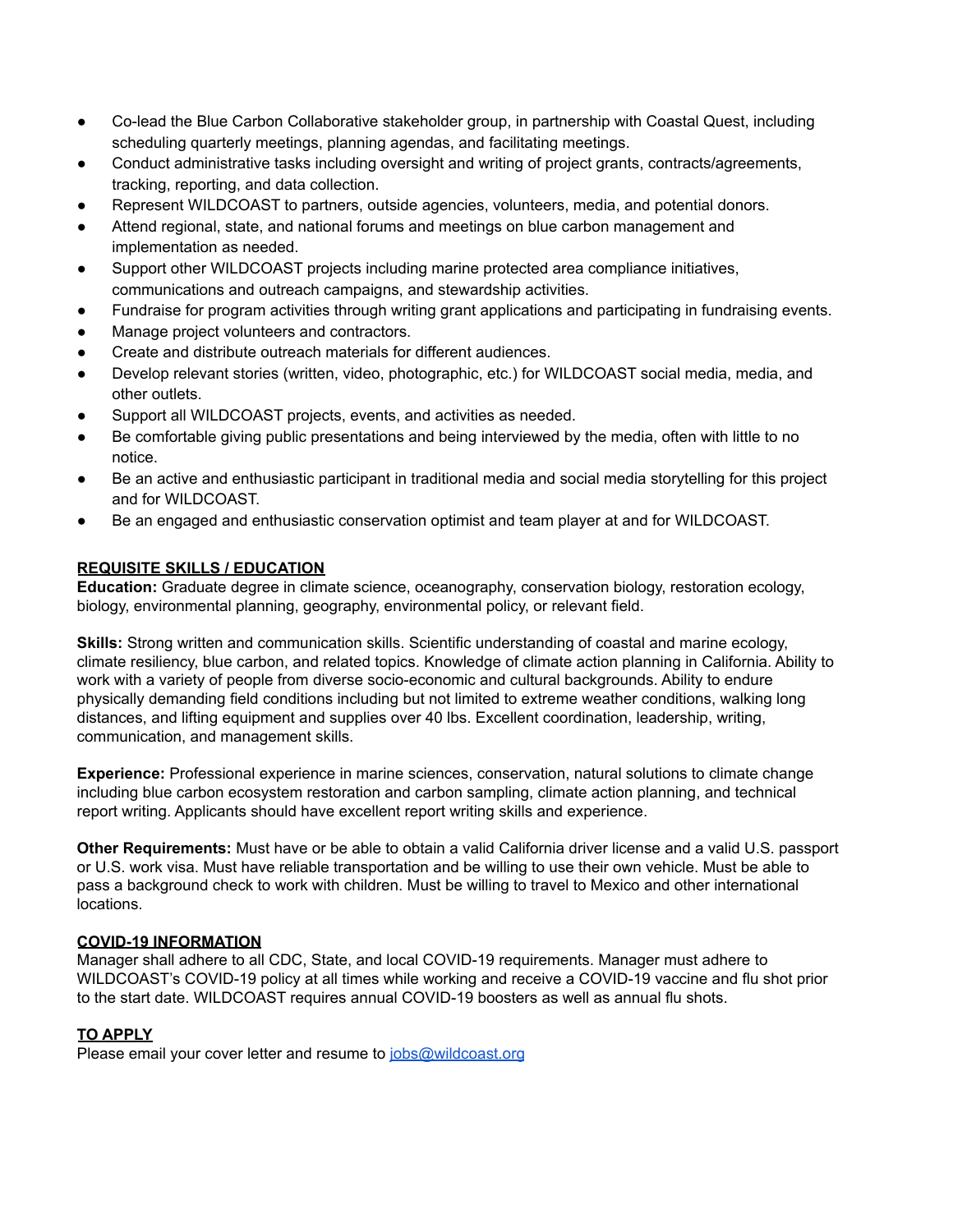- Co-lead the Blue Carbon Collaborative stakeholder group, in partnership with Coastal Quest, including scheduling quarterly meetings, planning agendas, and facilitating meetings.
- Conduct administrative tasks including oversight and writing of project grants, contracts/agreements, tracking, reporting, and data collection.
- Represent WILDCOAST to partners, outside agencies, volunteers, media, and potential donors.
- Attend regional, state, and national forums and meetings on blue carbon management and implementation as needed.
- Support other WILDCOAST projects including marine protected area compliance initiatives, communications and outreach campaigns, and stewardship activities.
- Fundraise for program activities through writing grant applications and participating in fundraising events.
- Manage project volunteers and contractors.
- Create and distribute outreach materials for different audiences.
- Develop relevant stories (written, video, photographic, etc.) for WILDCOAST social media, media, and other outlets.
- Support all WILDCOAST projects, events, and activities as needed.
- Be comfortable giving public presentations and being interviewed by the media, often with little to no notice.
- Be an active and enthusiastic participant in traditional media and social media storytelling for this project and for WILDCOAST.
- Be an engaged and enthusiastic conservation optimist and team player at and for WILDCOAST.

## REQUISITE SKILLS / EDUCATION

**Education:** Graduate degree in climate science, oceanography, conservation biology, restoration ecology, biology, environmental planning, geography, environmental policy, or relevant field.

**Skills:** Strong written and communication skills. Scientific understanding of coastal and marine ecology, climate resiliency, blue carbon, and related topics. Knowledge of climate action planning in California. Ability to work with a variety of people from diverse socio-economic and cultural backgrounds. Ability to endure physically demanding field conditions including but not limited to extreme weather conditions, walking long distances, and lifting equipment and supplies over 40 lbs. Excellent coordination, leadership, writing, communication, and management skills.

**Experience:** Professional experience in marine sciences, conservation, natural solutions to climate change including blue carbon ecosystem restoration and carbon sampling, climate action planning, and technical report writing. Applicants should have excellent report writing skills and experience.

**Other Requirements:** Must have or be able to obtain a valid California driver license and a valid U.S. passport or U.S. work visa. Must have reliable transportation and be willing to use their own vehicle. Must be able to pass a background check to work with children. Must be willing to travel to Mexico and other international locations.

## COVID-19 INFORMATION

Manager shall adhere to all CDC, State, and local COVID-19 requirements. Manager must adhere to WILDCOAST's COVID-19 policy at all times while working and receive a COVID-19 vaccine and flu shot prior to the start date. WILDCOAST requires annual COVID-19 boosters as well as annual flu shots.

## TO APPLY

Please email your cover letter and resume to jobs@wildcoast.org